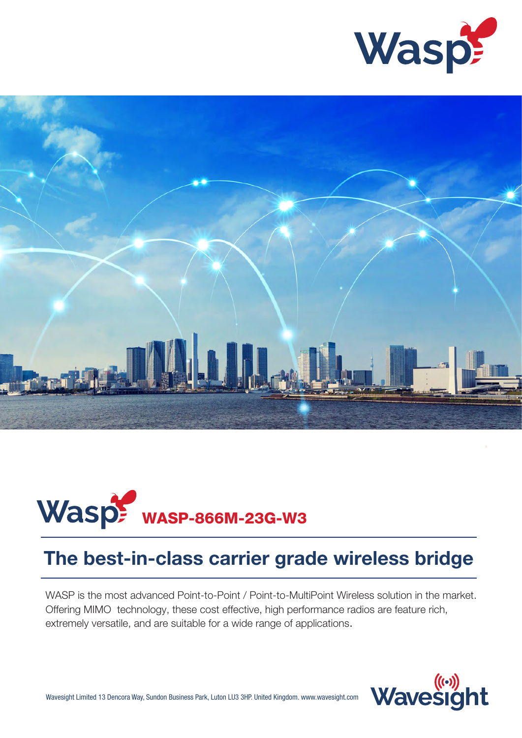# WASP-866M-23G-W3

## The best-in-class carrier grade wireless bridge

WASP is the most advanced Point-to-Point / Point-to-MultiPoint Wireless solution in the market. Offering MIMO technology, these cost effective, high performance radios are feature rich, extremely versatile, and are suitable for a wide range of applications.

Wavesight Limited 13 Dencora Way, Sundon Business Park, Luton LU3 3HP. United Kingdom. www.wavesight.com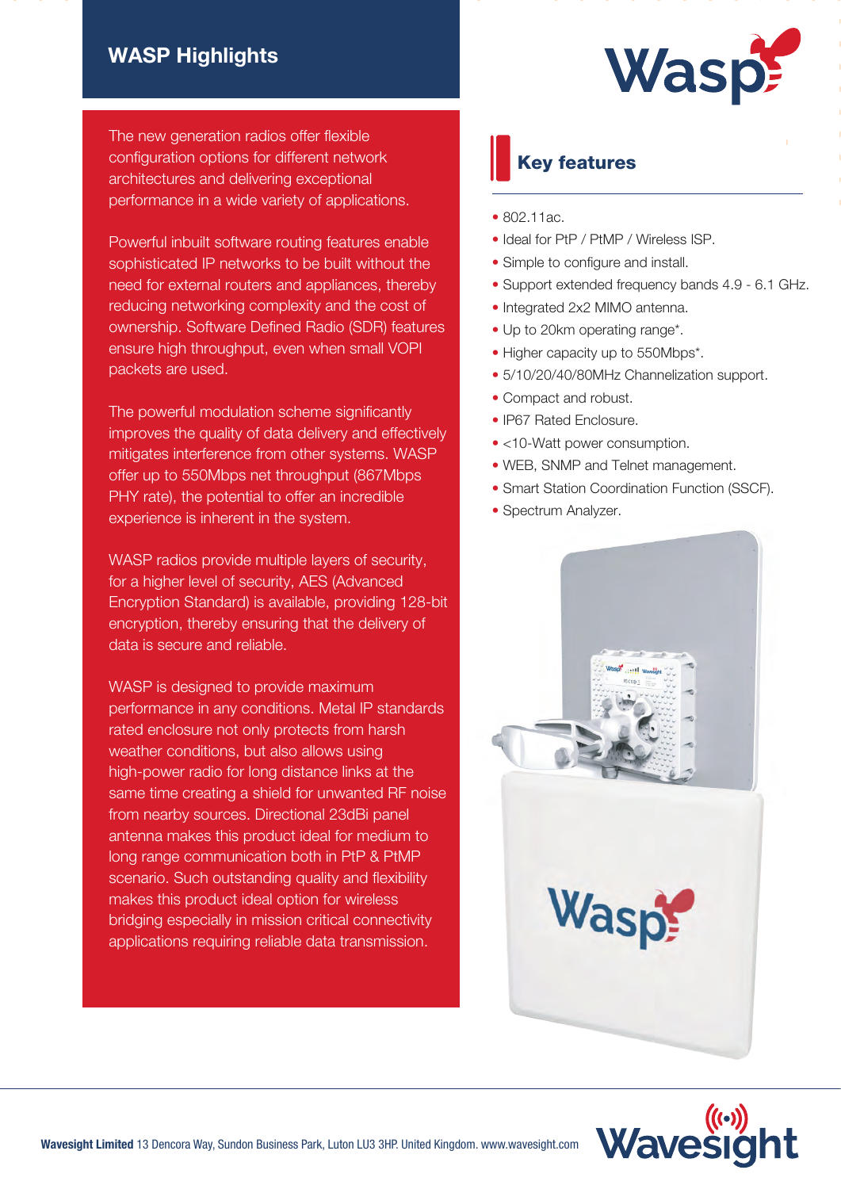## WASP Highlights

The new generation radios offer flexible configuration options for different network architectures and delivering exceptional performance in a wide variety of applications.

Powerful inbuilt software routing features enable sophisticated IP networks to be built without the need for external routers and appliances, thereby reducing networking complexity and the cost of ownership. Software Defined Radio (SDR) features ensure high throughput, even when small VOPI packets are used.

The powerful modulation scheme significantly improves the quality of data delivery and effectively mitigates interference from other systems. WASP offer up to 550Mbps net throughput (867Mbps PHY rate), the potential to offer an incredible experience is inherent in the system.

WASP radios provide multiple layers of security, for a higher level of security, AES (Advanced Encryption Standard) is available, providing 128-bit encryption, thereby ensuring that the delivery of data is secure and reliable.

WASP is designed to provide maximum performance in any conditions. Metal IP standards rated enclosure not only protects from harsh weather conditions, but also allows using high-power radio for long distance links at the same time creating a shield for unwanted RF noise from nearby sources. Directional 23dBi panel antenna makes this product ideal for medium to long range communication both in PtP & PtMP scenario. Such outstanding quality and flexibility makes this product ideal option for wireless bridging especially in mission critical connectivity applications requiring reliable data transmission.

## Key features

- 802.11ac.
- Ideal for PtP / PtMP / Wireless ISP.
- Simple to configure and install.
- Support extended frequency bands 4.9 - 6.1 GHz.
- Integrated 2x2 MIMO antenna.
- Up to 20km operating range*.
- Higher capacity up to 550Mbps*.
- 5/10/20/40/80MHz Channelization support.
- Compact and robust.
- IP67 Rated Enclosure.
- <10-Watt power consumption.
- WEB, SNMP and Telnet management.
- Smart Station Coordination Function (SSCF).
- Spectrum Analyzer.

**Wavesight Limited** 13 Dencora Way, Sundon Business Park, Luton LU3 3HP. United Kingdom. www.wavesight.com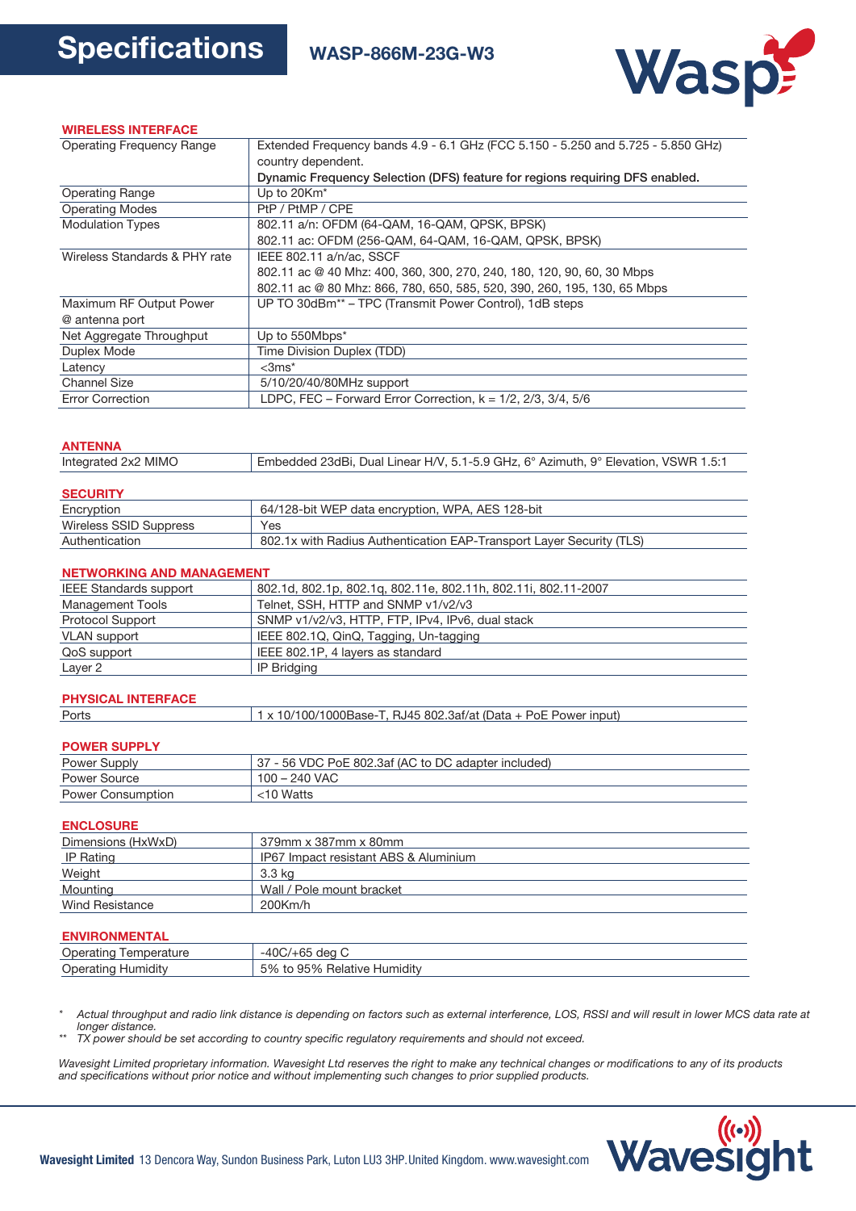# Specifications

## WASP-866M-23G-W3

### WIRELESS INTERFACE

| | |
|---|---|
| Operating Frequency Range | Extended Frequency bands 4.9 - 6.1 GHz (FCC 5.150 - 5.250 and 5.725 - 5.850 GHz) country dependent. **Dynamic Frequency Selection (DFS) feature for regions requiring DFS enabled.** |
| Operating Range | Up to 20Km* |
| Operating Modes | PtP / PtMP / CPE |
| Modulation Types | 802.11 a/n: OFDM (64-QAM, 16-QAM, QPSK, BPSK)<br>802.11 ac: OFDM (256-QAM, 64-QAM, 16-QAM, QPSK, BPSK) |
| Wireless Standards & PHY rate | IEEE 802.11 a/n/ac, SSCF<br>802.11 ac @ 40 Mhz: 400, 360, 300, 270, 240, 180, 120, 90, 60, 30 Mbps<br>802.11 ac @ 80 Mhz: 866, 780, 650, 585, 520, 390, 260, 195, 130, 65 Mbps |
| Maximum RF Output Power @ antenna port | UP TO 30dBm** – TPC (Transmit Power Control), 1dB steps |
| Net Aggregate Throughput | Up to 550Mbps* |
| Duplex Mode | Time Division Duplex (TDD) |
| Latency | <3ms* |
| Channel Size | 5/10/20/40/80MHz support |
| Error Correction | LDPC, FEC – Forward Error Correction, k = 1/2, 2/3, 3/4, 5/6 |

### ANTENNA

| | |
|---|---|
| Integrated 2x2 MIMO | Embedded 23dBi, Dual Linear H/V, 5.1-5.9 GHz, 6° Azimuth, 9° Elevation, VSWR 1.5:1 |

### SECURITY

| | |
|---|---|
| Encryption | 64/128-bit WEP data encryption, WPA, AES 128-bit |
| Wireless SSID Suppress | Yes |
| Authentication | 802.1x with Radius Authentication EAP-Transport Layer Security (TLS) |

### NETWORKING AND MANAGEMENT

| | |
|---|---|
| IEEE Standards support | 802.1d, 802.1p, 802.1q, 802.11e, 802.11h, 802.11i, 802.11-2007 |
| Management Tools | Telnet, SSH, HTTP and SNMP v1/v2/v3 |
| Protocol Support | SNMP v1/v2/v3, HTTP, FTP, IPv4, IPv6, dual stack |
| VLAN support | IEEE 802.1Q, QinQ, Tagging, Un-tagging |
| QoS support | IEEE 802.1P, 4 layers as standard |
| Layer 2 | IP Bridging |

### PHYSICAL INTERFACE

| | |
|---|---|
| Ports | 1 x 10/100/1000Base-T, RJ45 802.3af/at (Data + PoE Power input) |

### POWER SUPPLY

| | |
|---|---|
| Power Supply | 37 - 56 VDC PoE 802.3af (AC to DC adapter included) |
| Power Source | 100 – 240 VAC |
| Power Consumption | <10 Watts |

### ENCLOSURE

| | |
|---|---|
| Dimensions (HxWxD) | 379mm x 387mm x 80mm |
| IP Rating | IP67 Impact resistant ABS & Aluminium |
| Weight | 3.3 kg |
| Mounting | Wall / Pole mount bracket |
| Wind Resistance | 200Km/h |

### ENVIRONMENTAL

| | |
|---|---|
| Operating Temperature | -40C/+65 deg C |
| Operating Humidity | 5% to 95% Relative Humidity |

*\* Actual throughput and radio link distance is depending on factors such as external interference, LOS, RSSI and will result in lower MCS data rate at longer distance.*
*\*\* TX power should be set according to country specific regulatory requirements and should not exceed.*

*Wavesight Limited proprietary information. Wavesight Ltd reserves the right to make any technical changes or modifications to any of its products and specifications without prior notice and without implementing such changes to prior supplied products.*

**Wavesight Limited** 13 Dencora Way, Sundon Business Park, Luton LU3 3HP.United Kingdom. www.wavesight.com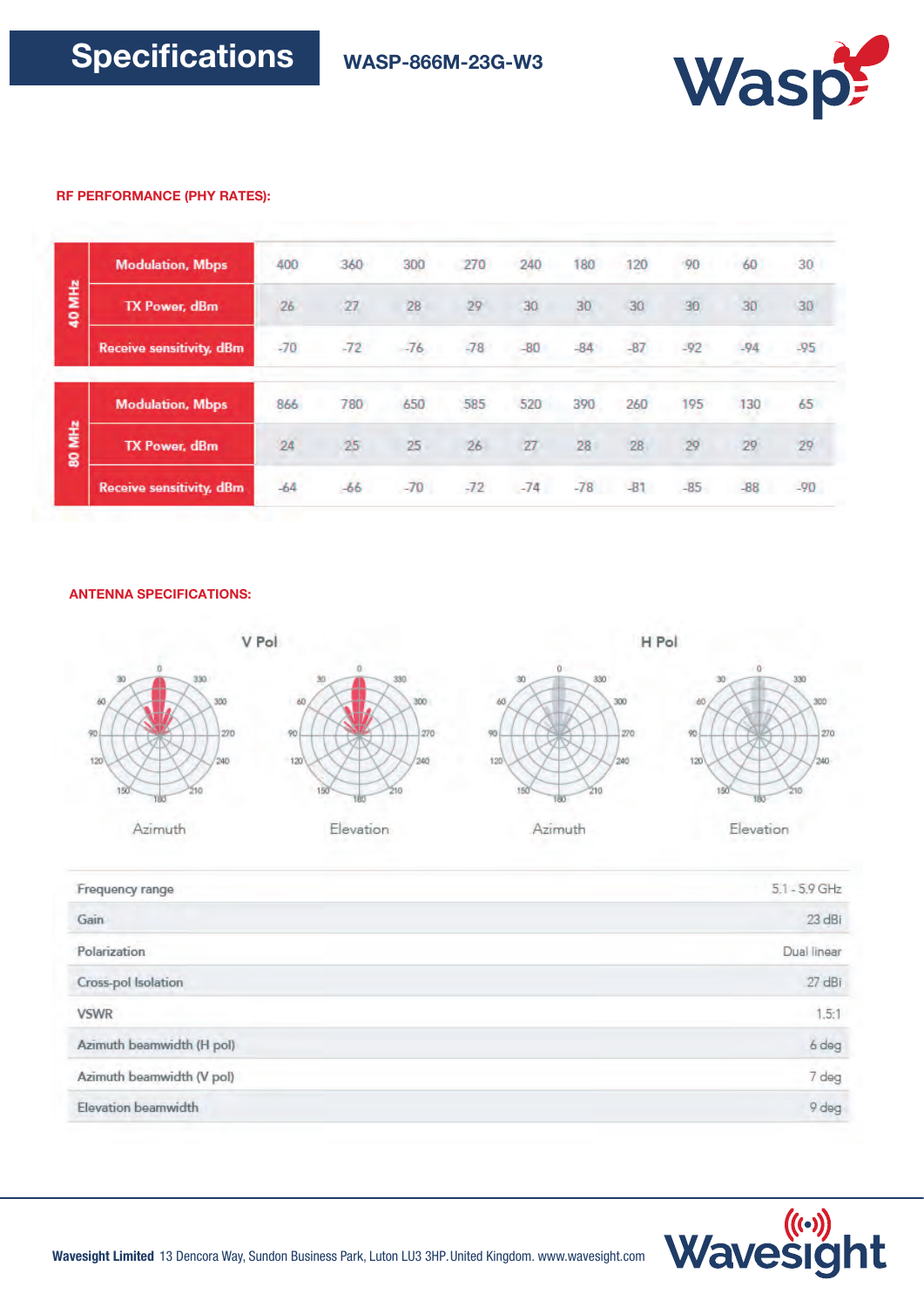# Specifications

**WASP-866M-23G-W3**

Wasp

### RF PERFORMANCE (PHY RATES):

| | | | | | | | | | | | |
|---|---|---|---|---|---|---|---|---|---|---|---|
| 40 MHz | Modulation, Mbps | 400 | 360 | 300 | 270 | 240 | 180 | 120 | 90 | 60 | 30 |
| | TX Power, dBm | 26 | 27 | 28 | 29 | 30 | 30 | 30 | 30 | 30 | 30 |
| | Receive sensitivity, dBm | -70 | -72 | -76 | -78 | -80 | -84 | -87 | -92 | -94 | -95 |
| 80 MHz | Modulation, Mbps | 866 | 780 | 650 | 585 | 520 | 390 | 260 | 195 | 130 | 65 |
| | TX Power, dBm | 24 | 25 | 25 | 26 | 27 | 28 | 28 | 29 | 29 | 29 |
| | Receive sensitivity, dBm | -64 | -66 | -70 | -72 | -74 | -78 | -81 | -85 | -88 | -90 |

### ANTENNA SPECIFICATIONS:

V Pol

Azimuth

Elevation

H Pol

Azimuth

Elevation

| | |
|---|---|
| Frequency range | 5.1 - 5.9 GHz |
| Gain | 23 dBi |
| Polarization | Dual linear |
| Cross-pol Isolation | 27 dBi |
| VSWR | 1.5:1 |
| Azimuth beamwidth (H pol) | 6 deg |
| Azimuth beamwidth (V pol) | 7 deg |
| Elevation beamwidth | 9 deg |

**Wavesight Limited** 13 Dencora Way, Sundon Business Park, Luton LU3 3HP. United Kingdom. www.wavesight.com

Wavesight